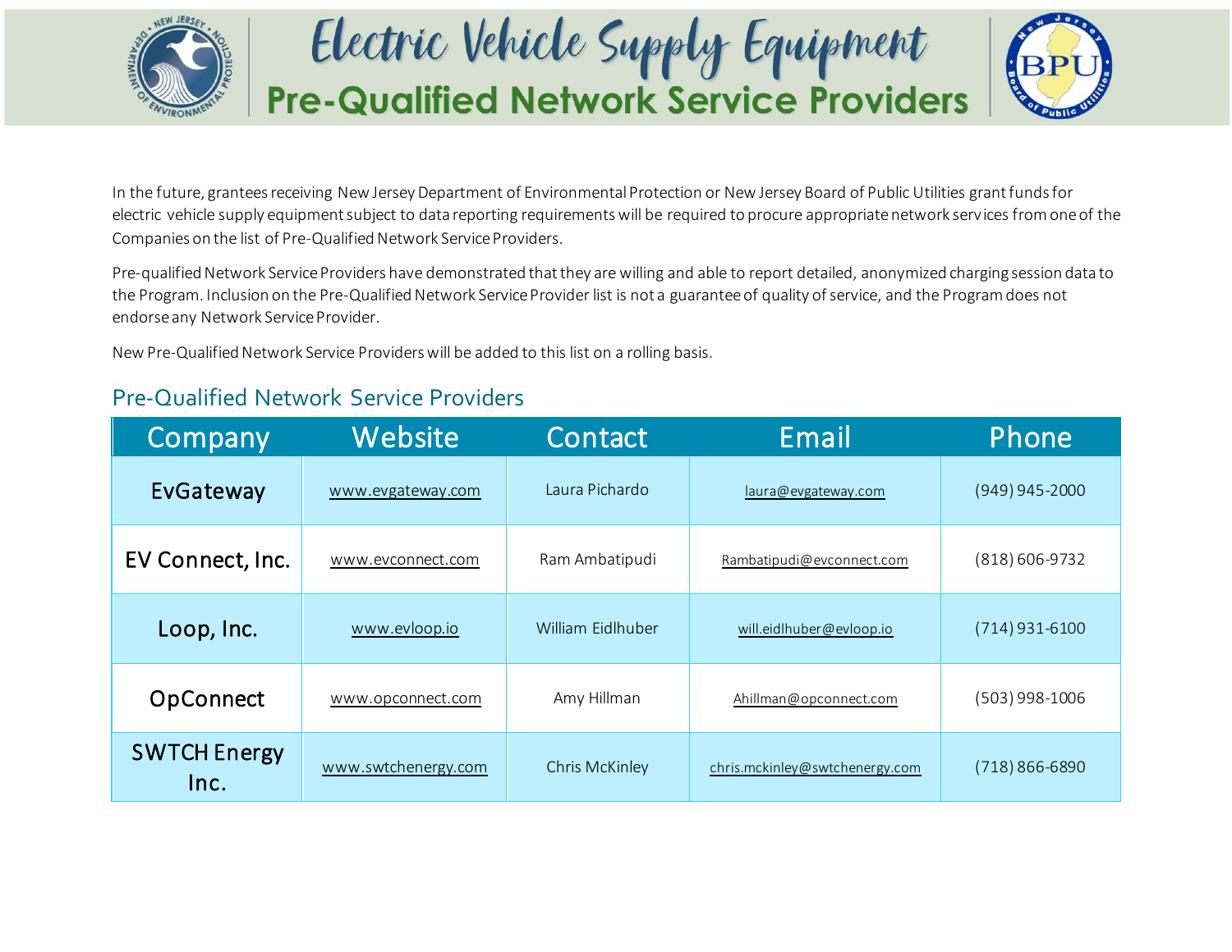# Electric Vehicle Supply Equipment

## Pre-Qualified Network Service Providers

In the future, grantees receiving New Jersey Department of Environmental Protection or New Jersey Board of Public Utilities grant funds for electric vehicle supply equipment subject to data reporting requirements will be required to procure appropriate network services from one of the Companies on the list of Pre-Qualified Network Service Providers.

Pre-qualified Network Service Providers have demonstrated that they are willing and able to report detailed, anonymized charging session data to the Program. Inclusion on the Pre-Qualified Network Service Provider list is not a guarantee of quality of service, and the Program does not endorse any Network Service Provider.

New Pre-Qualified Network Service Providers will be added to this list on a rolling basis.

### Pre-Qualified Network Service Providers

| Company | Website | Contact | Email | Phone |
| --- | --- | --- | --- | --- |
| EvGateway | www.evgateway.com | Laura Pichardo | laura@evgateway.com | (949) 945-2000 |
| EV Connect, Inc. | www.evconnect.com | Ram Ambatipudi | Rambatipudi@evconnect.com | (818) 606-9732 |
| Loop, Inc. | www.evloop.io | William Eidlhuber | will.eidlhuber@evloop.io | (714) 931-6100 |
| OpConnect | www.opconnect.com | Amy Hillman | Ahillman@opconnect.com | (503) 998-1006 |
| SWTCH Energy Inc. | www.swtchenergy.com | Chris McKinley | chris.mckinley@swtchenergy.com | (718) 866-6890 |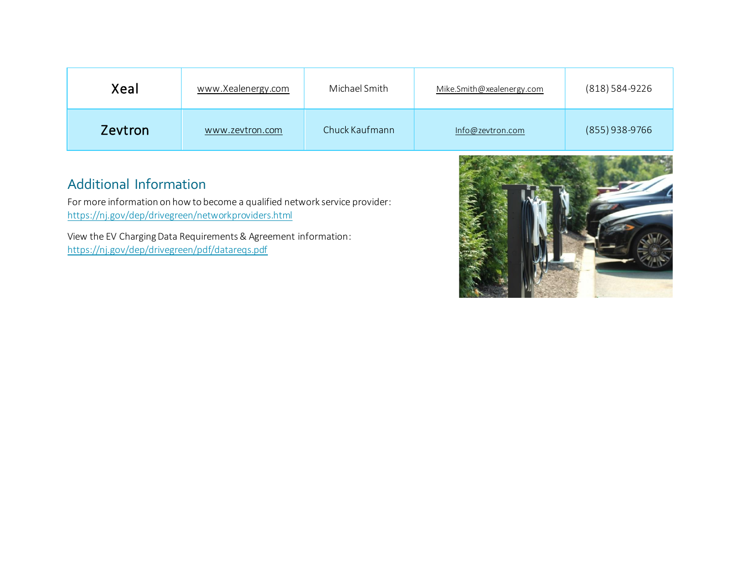| | | | | |
|---|---|---|---|---|
| Xeal | www.Xealenergy.com | Michael Smith | Mike.Smith@xealenergy.com | (818) 584-9226 |
| Zevtron | www.zevtron.com | Chuck Kaufmann | Info@zevtron.com | (855) 938-9766 |

## Additional Information

For more information on how to become a qualified network service provider:
https://nj.gov/dep/drivegreen/networkproviders.html

View the EV Charging Data Requirements & Agreement information:
https://nj.gov/dep/drivegreen/pdf/datareqs.pdf